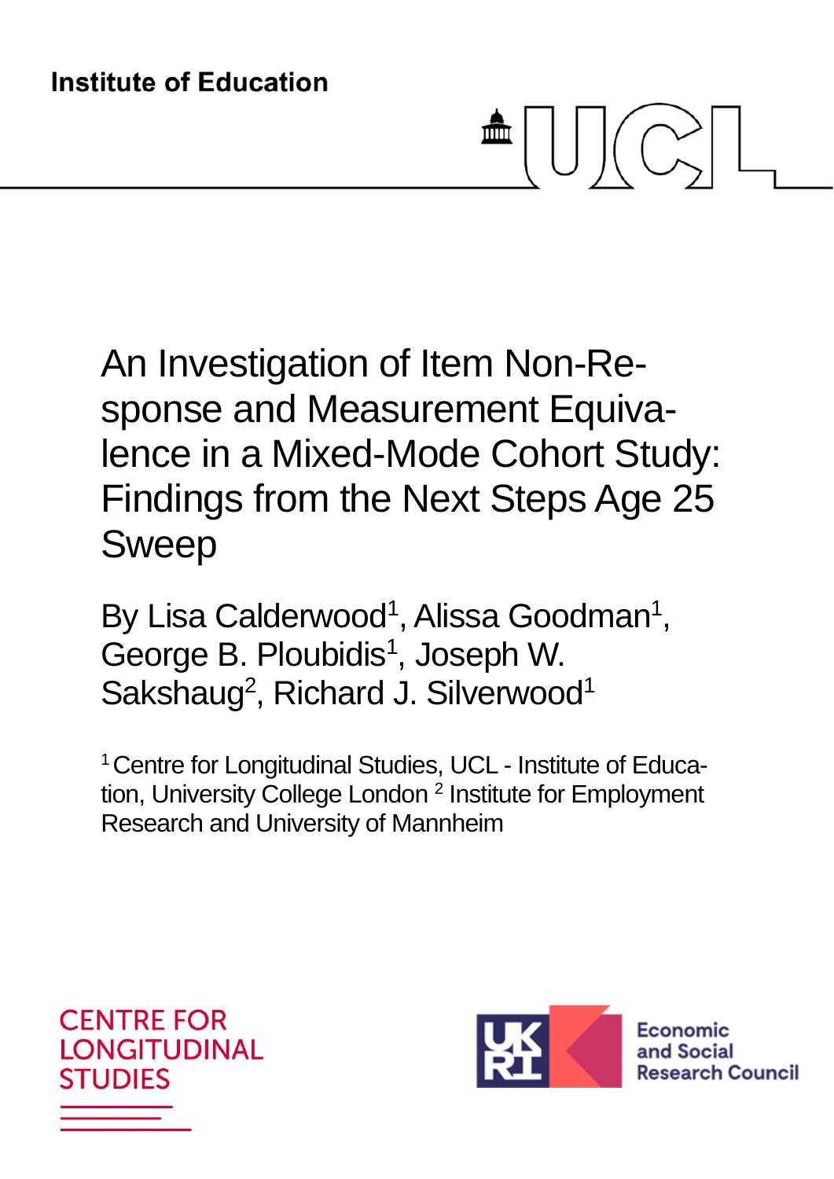Institute of Education

# An Investigation of Item Non-Response and Measurement Equivalence in a Mixed-Mode Cohort Study: Findings from the Next Steps Age 25 Sweep

By Lisa Calderwood[1], Alissa Goodman[1], George B. Ploubidis[1], Joseph W. Sakshaug[2], Richard J. Silverwood[1]

[1] Centre for Longitudinal Studies, UCL - Institute of Education, University College London [2] Institute for Employment Research and University of Mannheim

CENTRE FOR LONGITUDINAL STUDIES

Economic and Social Research Council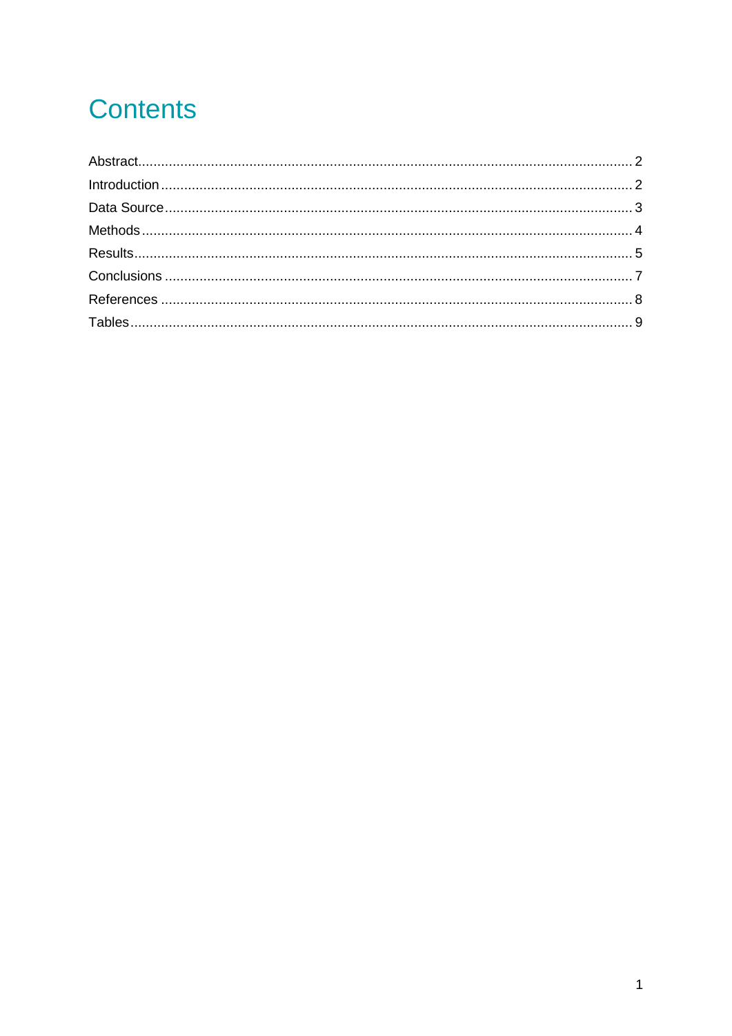# Contents

Abstract........................................................................................................................2
Introduction....................................................................................................................2
Data Source....................................................................................................................3
Methods..........................................................................................................................4
Results............................................................................................................................5
Conclusions....................................................................................................................7
References......................................................................................................................8
Tables.............................................................................................................................9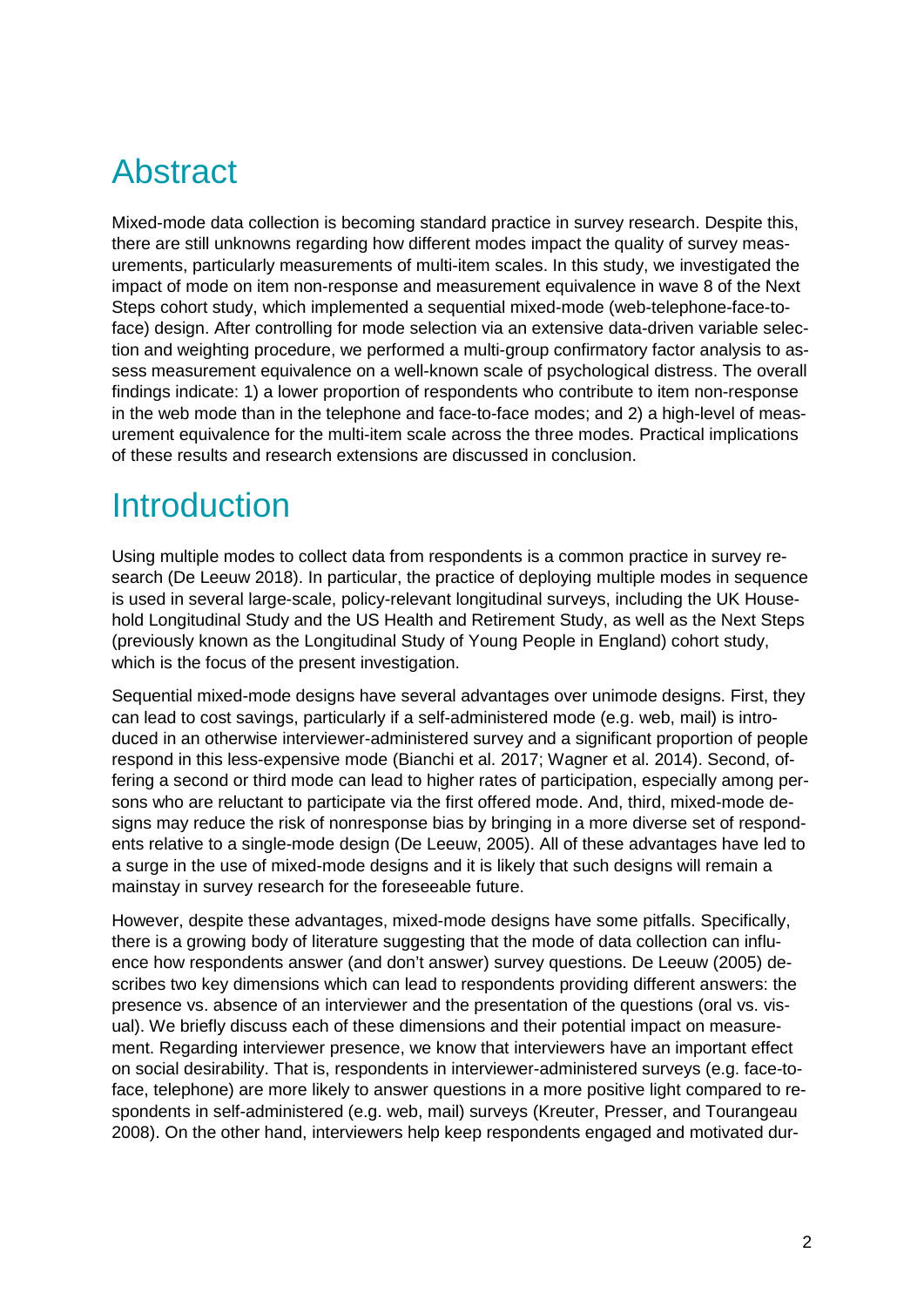# Abstract

Mixed-mode data collection is becoming standard practice in survey research. Despite this, there are still unknowns regarding how different modes impact the quality of survey measurements, particularly measurements of multi-item scales. In this study, we investigated the impact of mode on item non-response and measurement equivalence in wave 8 of the Next Steps cohort study, which implemented a sequential mixed-mode (web-telephone-face-to-face) design. After controlling for mode selection via an extensive data-driven variable selection and weighting procedure, we performed a multi-group confirmatory factor analysis to assess measurement equivalence on a well-known scale of psychological distress. The overall findings indicate: 1) a lower proportion of respondents who contribute to item non-response in the web mode than in the telephone and face-to-face modes; and 2) a high-level of measurement equivalence for the multi-item scale across the three modes. Practical implications of these results and research extensions are discussed in conclusion.

# Introduction

Using multiple modes to collect data from respondents is a common practice in survey research (De Leeuw 2018). In particular, the practice of deploying multiple modes in sequence is used in several large-scale, policy-relevant longitudinal surveys, including the UK Household Longitudinal Study and the US Health and Retirement Study, as well as the Next Steps (previously known as the Longitudinal Study of Young People in England) cohort study, which is the focus of the present investigation.

Sequential mixed-mode designs have several advantages over unimode designs. First, they can lead to cost savings, particularly if a self-administered mode (e.g. web, mail) is introduced in an otherwise interviewer-administered survey and a significant proportion of people respond in this less-expensive mode (Bianchi et al. 2017; Wagner et al. 2014). Second, offering a second or third mode can lead to higher rates of participation, especially among persons who are reluctant to participate via the first offered mode. And, third, mixed-mode designs may reduce the risk of nonresponse bias by bringing in a more diverse set of respondents relative to a single-mode design (De Leeuw, 2005). All of these advantages have led to a surge in the use of mixed-mode designs and it is likely that such designs will remain a mainstay in survey research for the foreseeable future.

However, despite these advantages, mixed-mode designs have some pitfalls. Specifically, there is a growing body of literature suggesting that the mode of data collection can influence how respondents answer (and don't answer) survey questions. De Leeuw (2005) describes two key dimensions which can lead to respondents providing different answers: the presence vs. absence of an interviewer and the presentation of the questions (oral vs. visual). We briefly discuss each of these dimensions and their potential impact on measurement. Regarding interviewer presence, we know that interviewers have an important effect on social desirability. That is, respondents in interviewer-administered surveys (e.g. face-to-face, telephone) are more likely to answer questions in a more positive light compared to respondents in self-administered (e.g. web, mail) surveys (Kreuter, Presser, and Tourangeau 2008). On the other hand, interviewers help keep respondents engaged and motivated dur-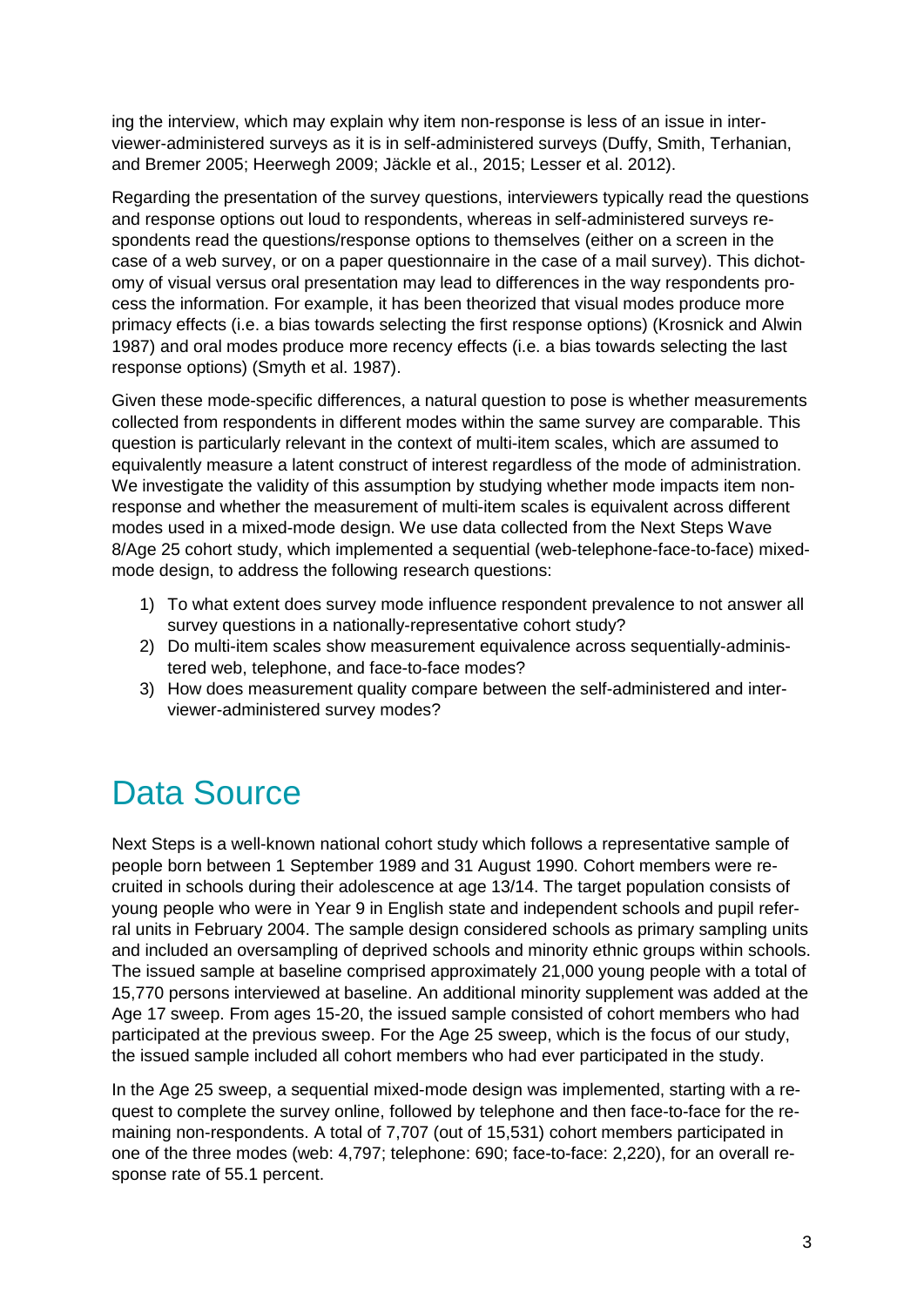ing the interview, which may explain why item non-response is less of an issue in interviewer-administered surveys as it is in self-administered surveys (Duffy, Smith, Terhanian, and Bremer 2005; Heerwegh 2009; Jäckle et al., 2015; Lesser et al. 2012).

Regarding the presentation of the survey questions, interviewers typically read the questions and response options out loud to respondents, whereas in self-administered surveys respondents read the questions/response options to themselves (either on a screen in the case of a web survey, or on a paper questionnaire in the case of a mail survey). This dichotomy of visual versus oral presentation may lead to differences in the way respondents process the information. For example, it has been theorized that visual modes produce more primacy effects (i.e. a bias towards selecting the first response options) (Krosnick and Alwin 1987) and oral modes produce more recency effects (i.e. a bias towards selecting the last response options) (Smyth et al. 1987).

Given these mode-specific differences, a natural question to pose is whether measurements collected from respondents in different modes within the same survey are comparable. This question is particularly relevant in the context of multi-item scales, which are assumed to equivalently measure a latent construct of interest regardless of the mode of administration. We investigate the validity of this assumption by studying whether mode impacts item non-response and whether the measurement of multi-item scales is equivalent across different modes used in a mixed-mode design. We use data collected from the Next Steps Wave 8/Age 25 cohort study, which implemented a sequential (web-telephone-face-to-face) mixed-mode design, to address the following research questions:

1) To what extent does survey mode influence respondent prevalence to not answer all survey questions in a nationally-representative cohort study?
2) Do multi-item scales show measurement equivalence across sequentially-administered web, telephone, and face-to-face modes?
3) How does measurement quality compare between the self-administered and interviewer-administered survey modes?

# Data Source

Next Steps is a well-known national cohort study which follows a representative sample of people born between 1 September 1989 and 31 August 1990. Cohort members were recruited in schools during their adolescence at age 13/14. The target population consists of young people who were in Year 9 in English state and independent schools and pupil referral units in February 2004. The sample design considered schools as primary sampling units and included an oversampling of deprived schools and minority ethnic groups within schools. The issued sample at baseline comprised approximately 21,000 young people with a total of 15,770 persons interviewed at baseline. An additional minority supplement was added at the Age 17 sweep. From ages 15-20, the issued sample consisted of cohort members who had participated at the previous sweep. For the Age 25 sweep, which is the focus of our study, the issued sample included all cohort members who had ever participated in the study.

In the Age 25 sweep, a sequential mixed-mode design was implemented, starting with a request to complete the survey online, followed by telephone and then face-to-face for the remaining non-respondents. A total of 7,707 (out of 15,531) cohort members participated in one of the three modes (web: 4,797; telephone: 690; face-to-face: 2,220), for an overall response rate of 55.1 percent.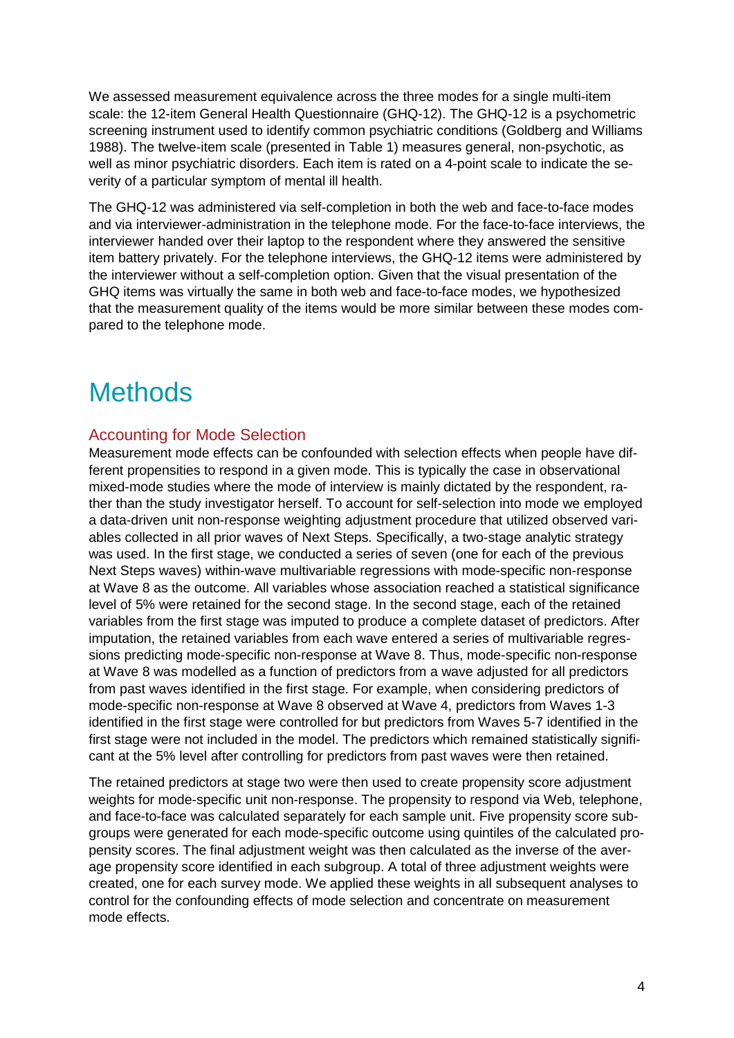We assessed measurement equivalence across the three modes for a single multi-item scale: the 12-item General Health Questionnaire (GHQ-12). The GHQ-12 is a psychometric screening instrument used to identify common psychiatric conditions (Goldberg and Williams 1988). The twelve-item scale (presented in Table 1) measures general, non-psychotic, as well as minor psychiatric disorders. Each item is rated on a 4-point scale to indicate the severity of a particular symptom of mental ill health.

The GHQ-12 was administered via self-completion in both the web and face-to-face modes and via interviewer-administration in the telephone mode. For the face-to-face interviews, the interviewer handed over their laptop to the respondent where they answered the sensitive item battery privately. For the telephone interviews, the GHQ-12 items were administered by the interviewer without a self-completion option. Given that the visual presentation of the GHQ items was virtually the same in both web and face-to-face modes, we hypothesized that the measurement quality of the items would be more similar between these modes compared to the telephone mode.

# Methods

## Accounting for Mode Selection

Measurement mode effects can be confounded with selection effects when people have different propensities to respond in a given mode. This is typically the case in observational mixed-mode studies where the mode of interview is mainly dictated by the respondent, rather than the study investigator herself. To account for self-selection into mode we employed a data-driven unit non-response weighting adjustment procedure that utilized observed variables collected in all prior waves of Next Steps. Specifically, a two-stage analytic strategy was used. In the first stage, we conducted a series of seven (one for each of the previous Next Steps waves) within-wave multivariable regressions with mode-specific non-response at Wave 8 as the outcome. All variables whose association reached a statistical significance level of 5% were retained for the second stage. In the second stage, each of the retained variables from the first stage was imputed to produce a complete dataset of predictors. After imputation, the retained variables from each wave entered a series of multivariable regressions predicting mode-specific non-response at Wave 8. Thus, mode-specific non-response at Wave 8 was modelled as a function of predictors from a wave adjusted for all predictors from past waves identified in the first stage. For example, when considering predictors of mode-specific non-response at Wave 8 observed at Wave 4, predictors from Waves 1-3 identified in the first stage were controlled for but predictors from Waves 5-7 identified in the first stage were not included in the model. The predictors which remained statistically significant at the 5% level after controlling for predictors from past waves were then retained.

The retained predictors at stage two were then used to create propensity score adjustment weights for mode-specific unit non-response. The propensity to respond via Web, telephone, and face-to-face was calculated separately for each sample unit. Five propensity score subgroups were generated for each mode-specific outcome using quintiles of the calculated propensity scores. The final adjustment weight was then calculated as the inverse of the average propensity score identified in each subgroup. A total of three adjustment weights were created, one for each survey mode. We applied these weights in all subsequent analyses to control for the confounding effects of mode selection and concentrate on measurement mode effects.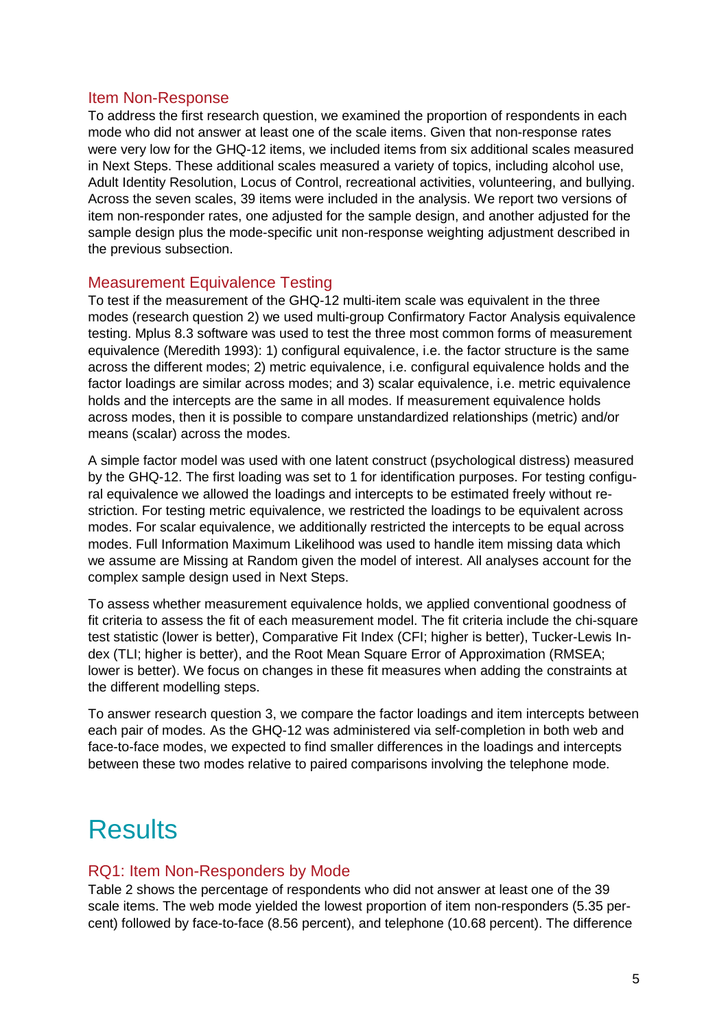### Item Non-Response

To address the first research question, we examined the proportion of respondents in each mode who did not answer at least one of the scale items. Given that non-response rates were very low for the GHQ-12 items, we included items from six additional scales measured in Next Steps. These additional scales measured a variety of topics, including alcohol use, Adult Identity Resolution, Locus of Control, recreational activities, volunteering, and bullying. Across the seven scales, 39 items were included in the analysis. We report two versions of item non-responder rates, one adjusted for the sample design, and another adjusted for the sample design plus the mode-specific unit non-response weighting adjustment described in the previous subsection.

### Measurement Equivalence Testing

To test if the measurement of the GHQ-12 multi-item scale was equivalent in the three modes (research question 2) we used multi-group Confirmatory Factor Analysis equivalence testing. Mplus 8.3 software was used to test the three most common forms of measurement equivalence (Meredith 1993): 1) configural equivalence, i.e. the factor structure is the same across the different modes; 2) metric equivalence, i.e. configural equivalence holds and the factor loadings are similar across modes; and 3) scalar equivalence, i.e. metric equivalence holds and the intercepts are the same in all modes. If measurement equivalence holds across modes, then it is possible to compare unstandardized relationships (metric) and/or means (scalar) across the modes.

A simple factor model was used with one latent construct (psychological distress) measured by the GHQ-12. The first loading was set to 1 for identification purposes. For testing configural equivalence we allowed the loadings and intercepts to be estimated freely without restriction. For testing metric equivalence, we restricted the loadings to be equivalent across modes. For scalar equivalence, we additionally restricted the intercepts to be equal across modes. Full Information Maximum Likelihood was used to handle item missing data which we assume are Missing at Random given the model of interest. All analyses account for the complex sample design used in Next Steps.

To assess whether measurement equivalence holds, we applied conventional goodness of fit criteria to assess the fit of each measurement model. The fit criteria include the chi-square test statistic (lower is better), Comparative Fit Index (CFI; higher is better), Tucker-Lewis Index (TLI; higher is better), and the Root Mean Square Error of Approximation (RMSEA; lower is better). We focus on changes in these fit measures when adding the constraints at the different modelling steps.

To answer research question 3, we compare the factor loadings and item intercepts between each pair of modes. As the GHQ-12 was administered via self-completion in both web and face-to-face modes, we expected to find smaller differences in the loadings and intercepts between these two modes relative to paired comparisons involving the telephone mode.

# Results

### RQ1: Item Non-Responders by Mode

Table 2 shows the percentage of respondents who did not answer at least one of the 39 scale items. The web mode yielded the lowest proportion of item non-responders (5.35 percent) followed by face-to-face (8.56 percent), and telephone (10.68 percent). The difference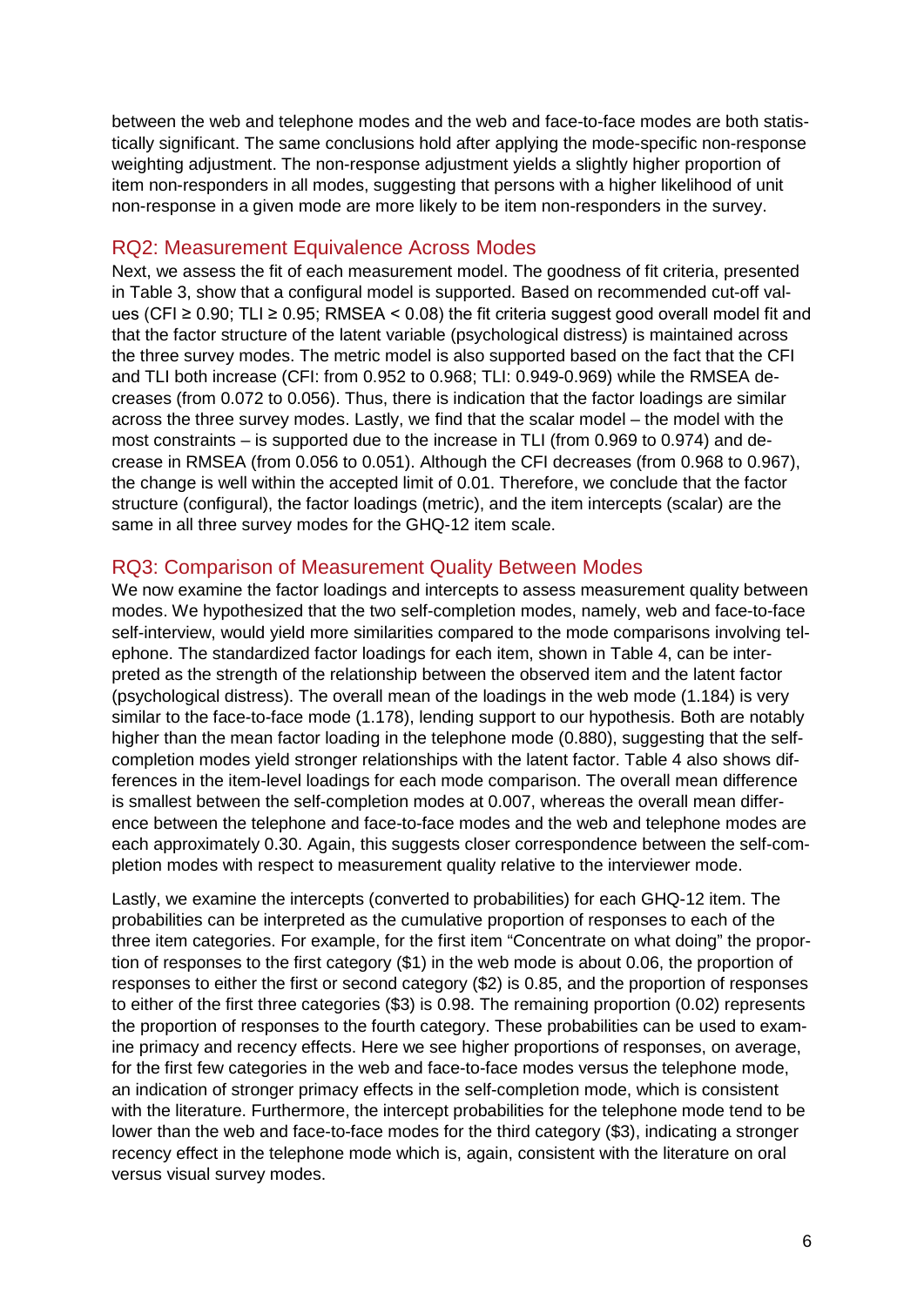between the web and telephone modes and the web and face-to-face modes are both statistically significant. The same conclusions hold after applying the mode-specific non-response weighting adjustment. The non-response adjustment yields a slightly higher proportion of item non-responders in all modes, suggesting that persons with a higher likelihood of unit non-response in a given mode are more likely to be item non-responders in the survey.

## RQ2: Measurement Equivalence Across Modes

Next, we assess the fit of each measurement model. The goodness of fit criteria, presented in Table 3, show that a configural model is supported. Based on recommended cut-off values (CFI ≥ 0.90; TLI ≥ 0.95; RMSEA < 0.08) the fit criteria suggest good overall model fit and that the factor structure of the latent variable (psychological distress) is maintained across the three survey modes. The metric model is also supported based on the fact that the CFI and TLI both increase (CFI: from 0.952 to 0.968; TLI: 0.949-0.969) while the RMSEA decreases (from 0.072 to 0.056). Thus, there is indication that the factor loadings are similar across the three survey modes. Lastly, we find that the scalar model – the model with the most constraints – is supported due to the increase in TLI (from 0.969 to 0.974) and decrease in RMSEA (from 0.056 to 0.051). Although the CFI decreases (from 0.968 to 0.967), the change is well within the accepted limit of 0.01. Therefore, we conclude that the factor structure (configural), the factor loadings (metric), and the item intercepts (scalar) are the same in all three survey modes for the GHQ-12 item scale.

## RQ3: Comparison of Measurement Quality Between Modes

We now examine the factor loadings and intercepts to assess measurement quality between modes. We hypothesized that the two self-completion modes, namely, web and face-to-face self-interview, would yield more similarities compared to the mode comparisons involving telephone. The standardized factor loadings for each item, shown in Table 4, can be interpreted as the strength of the relationship between the observed item and the latent factor (psychological distress). The overall mean of the loadings in the web mode (1.184) is very similar to the face-to-face mode (1.178), lending support to our hypothesis. Both are notably higher than the mean factor loading in the telephone mode (0.880), suggesting that the self-completion modes yield stronger relationships with the latent factor. Table 4 also shows differences in the item-level loadings for each mode comparison. The overall mean difference is smallest between the self-completion modes at 0.007, whereas the overall mean difference between the telephone and face-to-face modes and the web and telephone modes are each approximately 0.30. Again, this suggests closer correspondence between the self-completion modes with respect to measurement quality relative to the interviewer mode.

Lastly, we examine the intercepts (converted to probabilities) for each GHQ-12 item. The probabilities can be interpreted as the cumulative proportion of responses to each of the three item categories. For example, for the first item "Concentrate on what doing" the proportion of responses to the first category ($1) in the web mode is about 0.06, the proportion of responses to either the first or second category ($2) is 0.85, and the proportion of responses to either of the first three categories ($3) is 0.98. The remaining proportion (0.02) represents the proportion of responses to the fourth category. These probabilities can be used to examine primacy and recency effects. Here we see higher proportions of responses, on average, for the first few categories in the web and face-to-face modes versus the telephone mode, an indication of stronger primacy effects in the self-completion mode, which is consistent with the literature. Furthermore, the intercept probabilities for the telephone mode tend to be lower than the web and face-to-face modes for the third category ($3), indicating a stronger recency effect in the telephone mode which is, again, consistent with the literature on oral versus visual survey modes.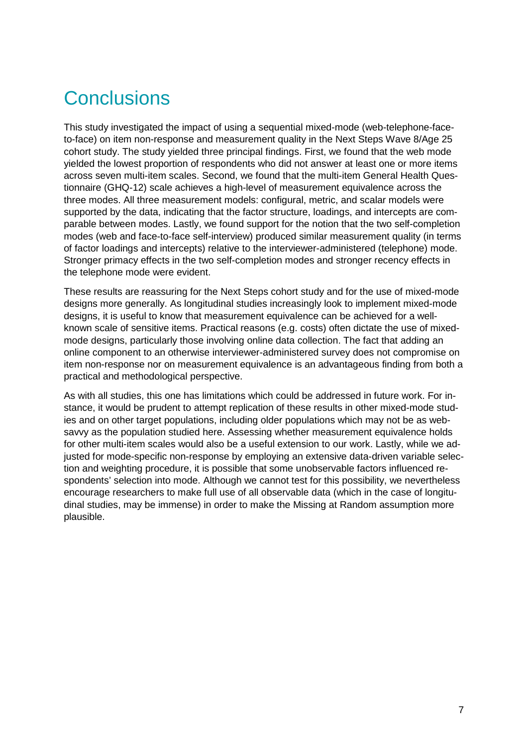# Conclusions

This study investigated the impact of using a sequential mixed-mode (web-telephone-face-to-face) on item non-response and measurement quality in the Next Steps Wave 8/Age 25 cohort study. The study yielded three principal findings. First, we found that the web mode yielded the lowest proportion of respondents who did not answer at least one or more items across seven multi-item scales. Second, we found that the multi-item General Health Questionnaire (GHQ-12) scale achieves a high-level of measurement equivalence across the three modes. All three measurement models: configural, metric, and scalar models were supported by the data, indicating that the factor structure, loadings, and intercepts are comparable between modes. Lastly, we found support for the notion that the two self-completion modes (web and face-to-face self-interview) produced similar measurement quality (in terms of factor loadings and intercepts) relative to the interviewer-administered (telephone) mode. Stronger primacy effects in the two self-completion modes and stronger recency effects in the telephone mode were evident.

These results are reassuring for the Next Steps cohort study and for the use of mixed-mode designs more generally. As longitudinal studies increasingly look to implement mixed-mode designs, it is useful to know that measurement equivalence can be achieved for a well-known scale of sensitive items. Practical reasons (e.g. costs) often dictate the use of mixed-mode designs, particularly those involving online data collection. The fact that adding an online component to an otherwise interviewer-administered survey does not compromise on item non-response nor on measurement equivalence is an advantageous finding from both a practical and methodological perspective.

As with all studies, this one has limitations which could be addressed in future work. For instance, it would be prudent to attempt replication of these results in other mixed-mode studies and on other target populations, including older populations which may not be as web-savvy as the population studied here. Assessing whether measurement equivalence holds for other multi-item scales would also be a useful extension to our work. Lastly, while we adjusted for mode-specific non-response by employing an extensive data-driven variable selection and weighting procedure, it is possible that some unobservable factors influenced respondents' selection into mode. Although we cannot test for this possibility, we nevertheless encourage researchers to make full use of all observable data (which in the case of longitudinal studies, may be immense) in order to make the Missing at Random assumption more plausible.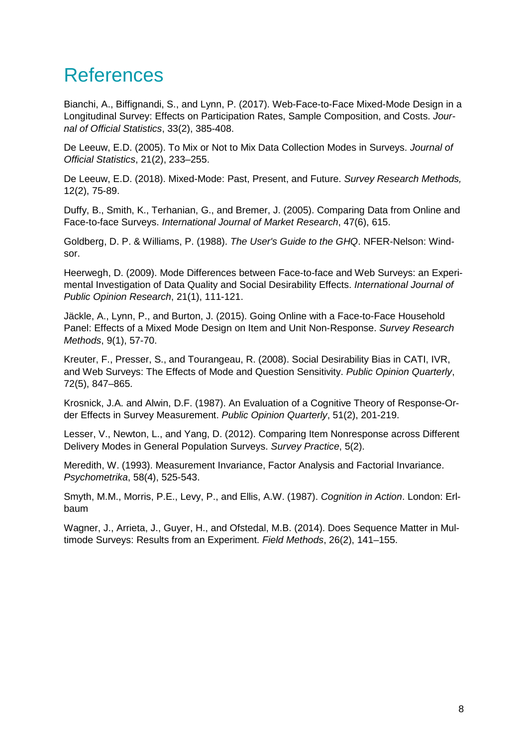# References

Bianchi, A., Biffignandi, S., and Lynn, P. (2017). Web-Face-to-Face Mixed-Mode Design in a Longitudinal Survey: Effects on Participation Rates, Sample Composition, and Costs. *Journal of Official Statistics*, 33(2), 385-408.

De Leeuw, E.D. (2005). To Mix or Not to Mix Data Collection Modes in Surveys. *Journal of Official Statistics*, 21(2), 233–255.

De Leeuw, E.D. (2018). Mixed-Mode: Past, Present, and Future. *Survey Research Methods,* 12(2), 75-89.

Duffy, B., Smith, K., Terhanian, G., and Bremer, J. (2005). Comparing Data from Online and Face-to-face Surveys. *International Journal of Market Research*, 47(6), 615.

Goldberg, D. P. & Williams, P. (1988). *The User's Guide to the GHQ*. NFER-Nelson: Windsor.

Heerwegh, D. (2009). Mode Differences between Face-to-face and Web Surveys: an Experimental Investigation of Data Quality and Social Desirability Effects. *International Journal of Public Opinion Research*, 21(1), 111-121.

Jäckle, A., Lynn, P., and Burton, J. (2015). Going Online with a Face-to-Face Household Panel: Effects of a Mixed Mode Design on Item and Unit Non-Response. *Survey Research Methods*, 9(1), 57-70.

Kreuter, F., Presser, S., and Tourangeau, R. (2008). Social Desirability Bias in CATI, IVR, and Web Surveys: The Effects of Mode and Question Sensitivity. *Public Opinion Quarterly*, 72(5), 847–865.

Krosnick, J.A. and Alwin, D.F. (1987). An Evaluation of a Cognitive Theory of Response-Order Effects in Survey Measurement. *Public Opinion Quarterly*, 51(2), 201-219.

Lesser, V., Newton, L., and Yang, D. (2012). Comparing Item Nonresponse across Different Delivery Modes in General Population Surveys. *Survey Practice*, 5(2).

Meredith, W. (1993). Measurement Invariance, Factor Analysis and Factorial Invariance. *Psychometrika*, 58(4), 525-543.

Smyth, M.M., Morris, P.E., Levy, P., and Ellis, A.W. (1987). *Cognition in Action*. London: Erlbaum

Wagner, J., Arrieta, J., Guyer, H., and Ofstedal, M.B. (2014). Does Sequence Matter in Multimode Surveys: Results from an Experiment. *Field Methods*, 26(2), 141–155.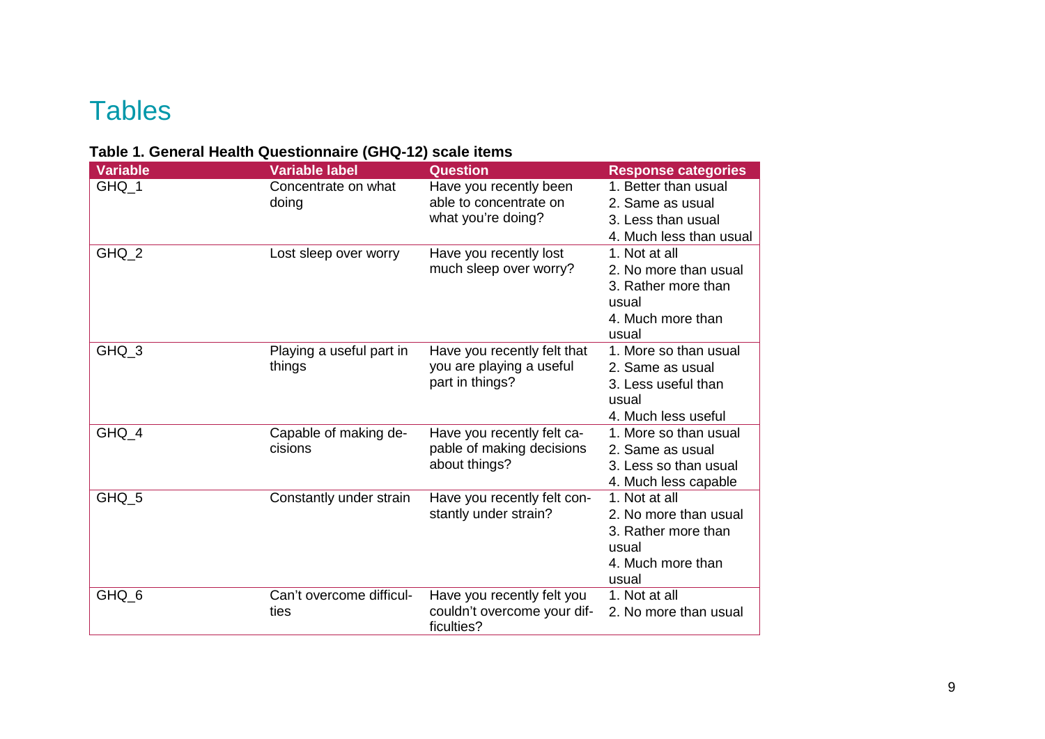# Tables

**Table 1. General Health Questionnaire (GHQ-12) scale items**

| Variable | Variable label | Question | Response categories |
|---|---|---|---|
| GHQ_1 | Concentrate on what doing | Have you recently been able to concentrate on what you're doing? | 1. Better than usual<br>2. Same as usual<br>3. Less than usual<br>4. Much less than usual |
| GHQ_2 | Lost sleep over worry | Have you recently lost much sleep over worry? | 1. Not at all<br>2. No more than usual<br>3. Rather more than usual<br>4. Much more than usual |
| GHQ_3 | Playing a useful part in things | Have you recently felt that you are playing a useful part in things? | 1. More so than usual<br>2. Same as usual<br>3. Less useful than usual<br>4. Much less useful |
| GHQ_4 | Capable of making decisions | Have you recently felt capable of making decisions about things? | 1. More so than usual<br>2. Same as usual<br>3. Less so than usual<br>4. Much less capable |
| GHQ_5 | Constantly under strain | Have you recently felt constantly under strain? | 1. Not at all<br>2. No more than usual<br>3. Rather more than usual<br>4. Much more than usual |
| GHQ_6 | Can't overcome difficulties | Have you recently felt you couldn't overcome your difficulties? | 1. Not at all<br>2. No more than usual |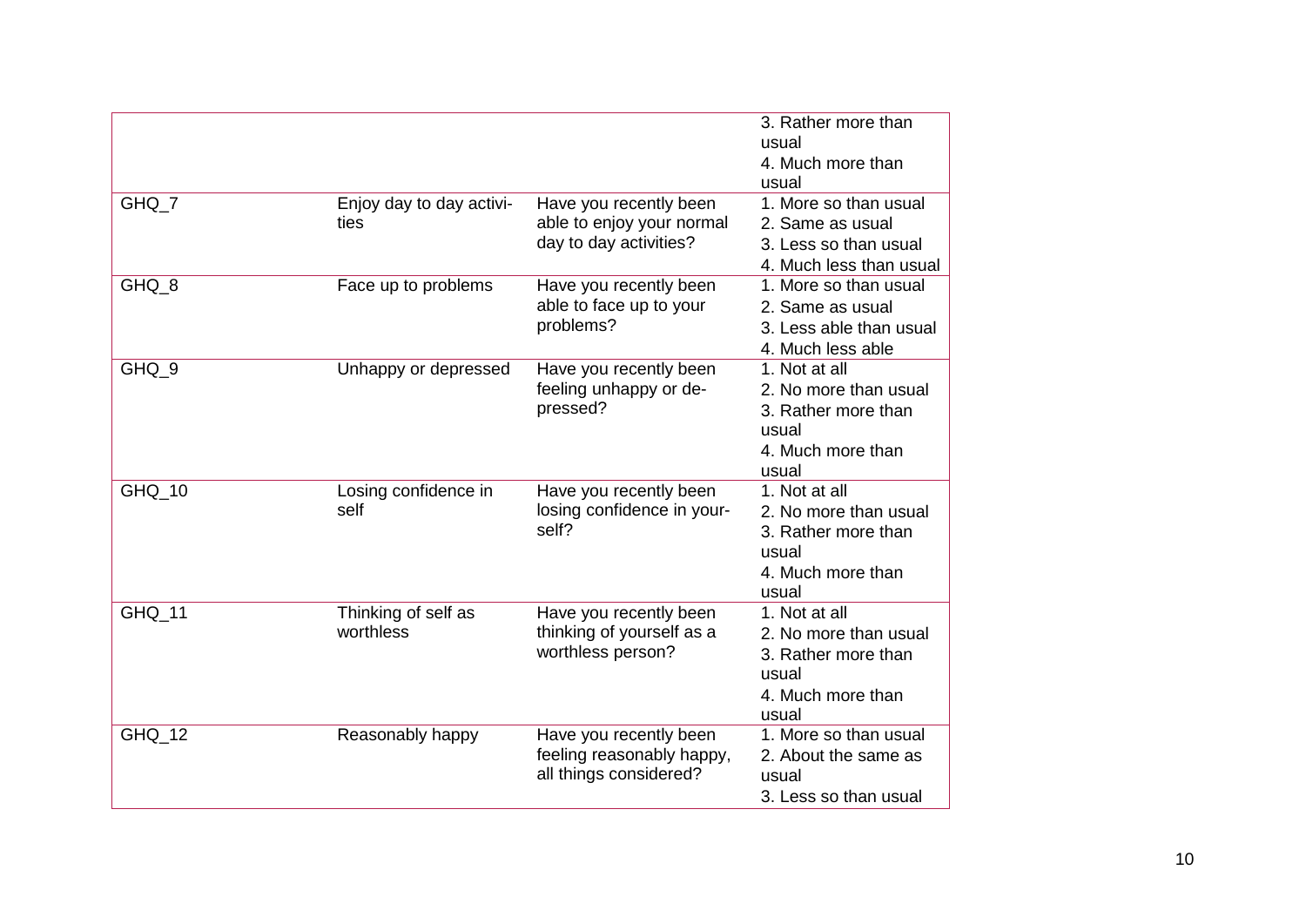| | | | |
|---|---|---|---|
| | | | 3. Rather more than usual<br>4. Much more than usual |
| GHQ_7 | Enjoy day to day activities | Have you recently been able to enjoy your normal day to day activities? | 1. More so than usual<br>2. Same as usual<br>3. Less so than usual<br>4. Much less than usual |
| GHQ_8 | Face up to problems | Have you recently been able to face up to your problems? | 1. More so than usual<br>2. Same as usual<br>3. Less able than usual<br>4. Much less able |
| GHQ_9 | Unhappy or depressed | Have you recently been feeling unhappy or depressed? | 1. Not at all<br>2. No more than usual<br>3. Rather more than usual<br>4. Much more than usual |
| GHQ_10 | Losing confidence in self | Have you recently been losing confidence in yourself? | 1. Not at all<br>2. No more than usual<br>3. Rather more than usual<br>4. Much more than usual |
| GHQ_11 | Thinking of self as worthless | Have you recently been thinking of yourself as a worthless person? | 1. Not at all<br>2. No more than usual<br>3. Rather more than usual<br>4. Much more than usual |
| GHQ_12 | Reasonably happy | Have you recently been feeling reasonably happy, all things considered? | 1. More so than usual<br>2. About the same as usual<br>3. Less so than usual |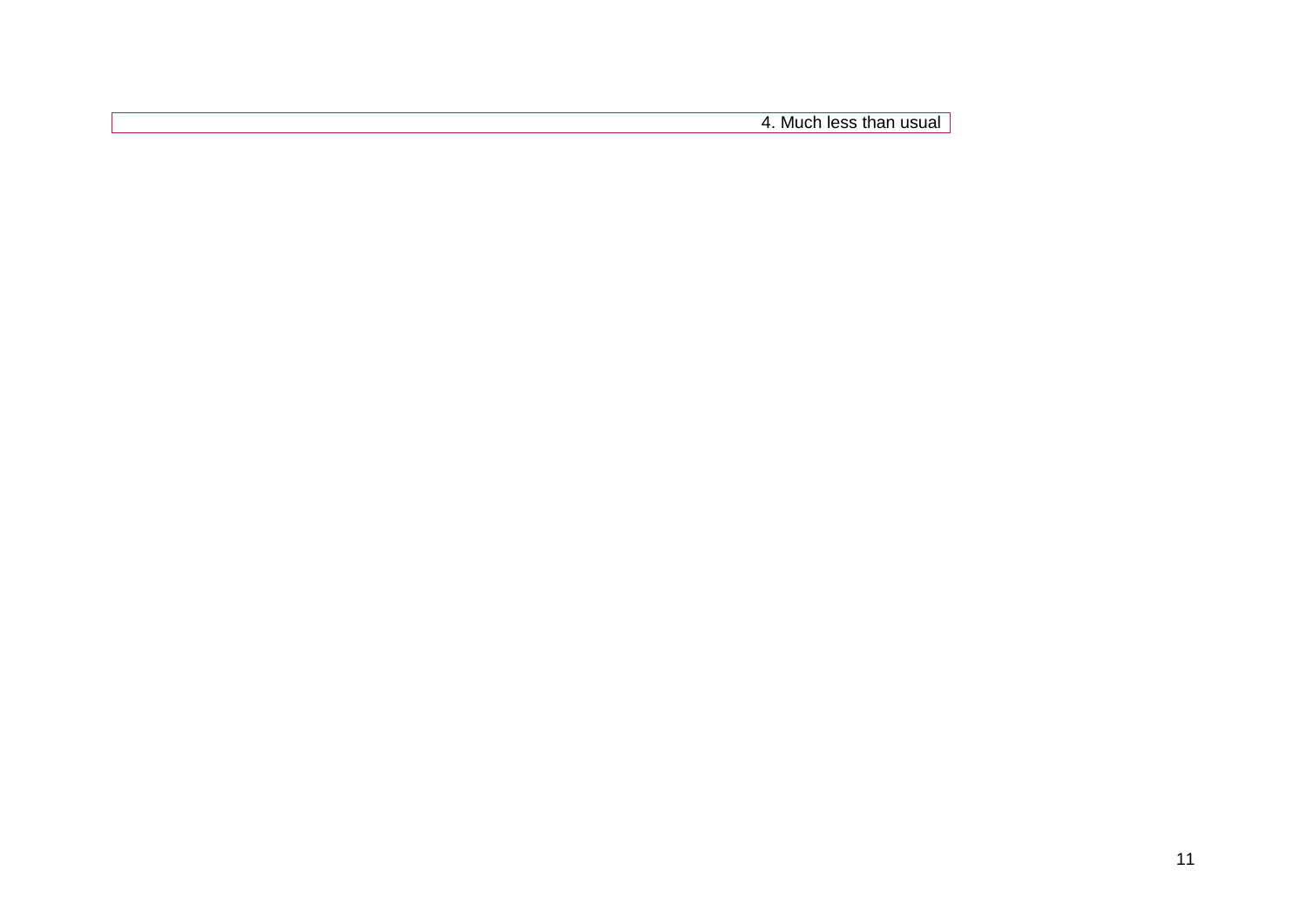| | 4. Much less than usual |
|---|---|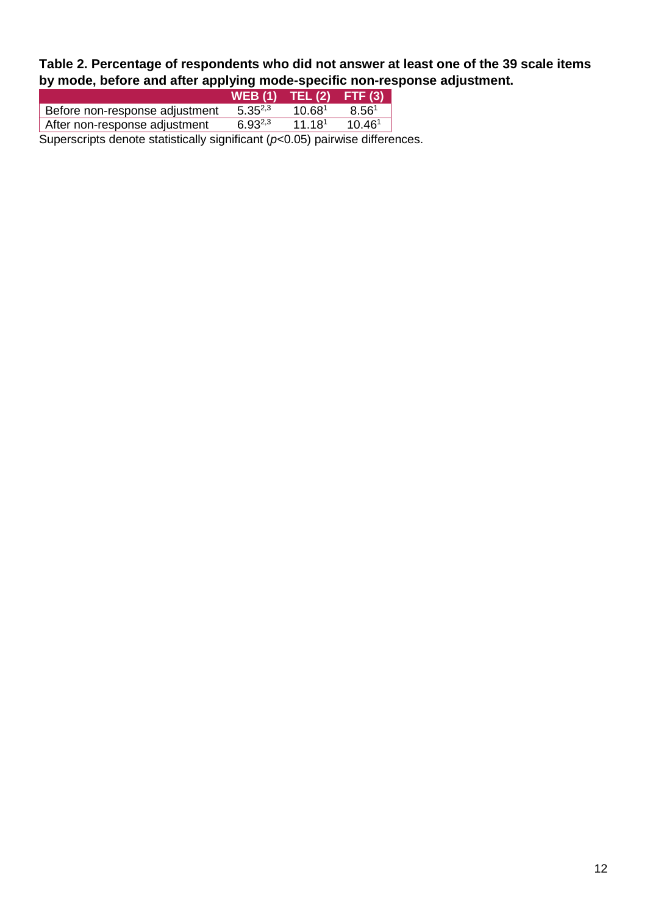**Table 2. Percentage of respondents who did not answer at least one of the 39 scale items by mode, before and after applying mode-specific non-response adjustment.**

| | WEB (1) | TEL (2) | FTF (3) |
|---|---|---|---|
| Before non-response adjustment | $5.35^{2,3}$ | $10.68^{1}$ | $8.56^{1}$ |
| After non-response adjustment | $6.93^{2,3}$ | $11.18^{1}$ | $10.46^{1}$ |

Superscripts denote statistically significant ($p<0.05$) pairwise differences.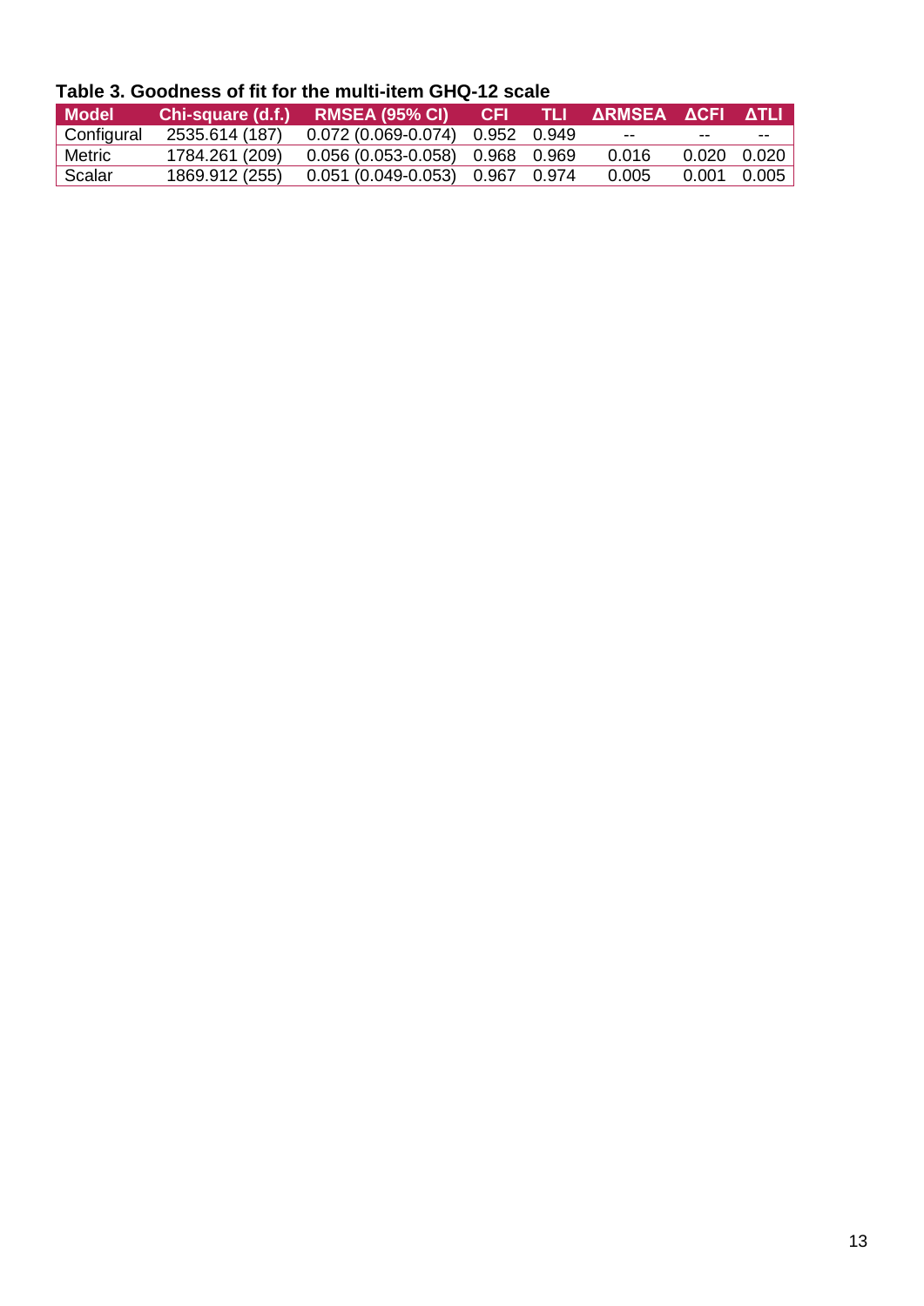**Table 3. Goodness of fit for the multi-item GHQ-12 scale**

| Model | Chi-square (d.f.) | RMSEA (95% CI) | CFI | TLI | ΔRMSEA | ΔCFI | ΔTLI |
|---|---|---|---|---|---|---|---|
| Configural | 2535.614 (187) | 0.072 (0.069-0.074) | 0.952 | 0.949 | -- | -- | -- |
| Metric | 1784.261 (209) | 0.056 (0.053-0.058) | 0.968 | 0.969 | 0.016 | 0.020 | 0.020 |
| Scalar | 1869.912 (255) | 0.051 (0.049-0.053) | 0.967 | 0.974 | 0.005 | 0.001 | 0.005 |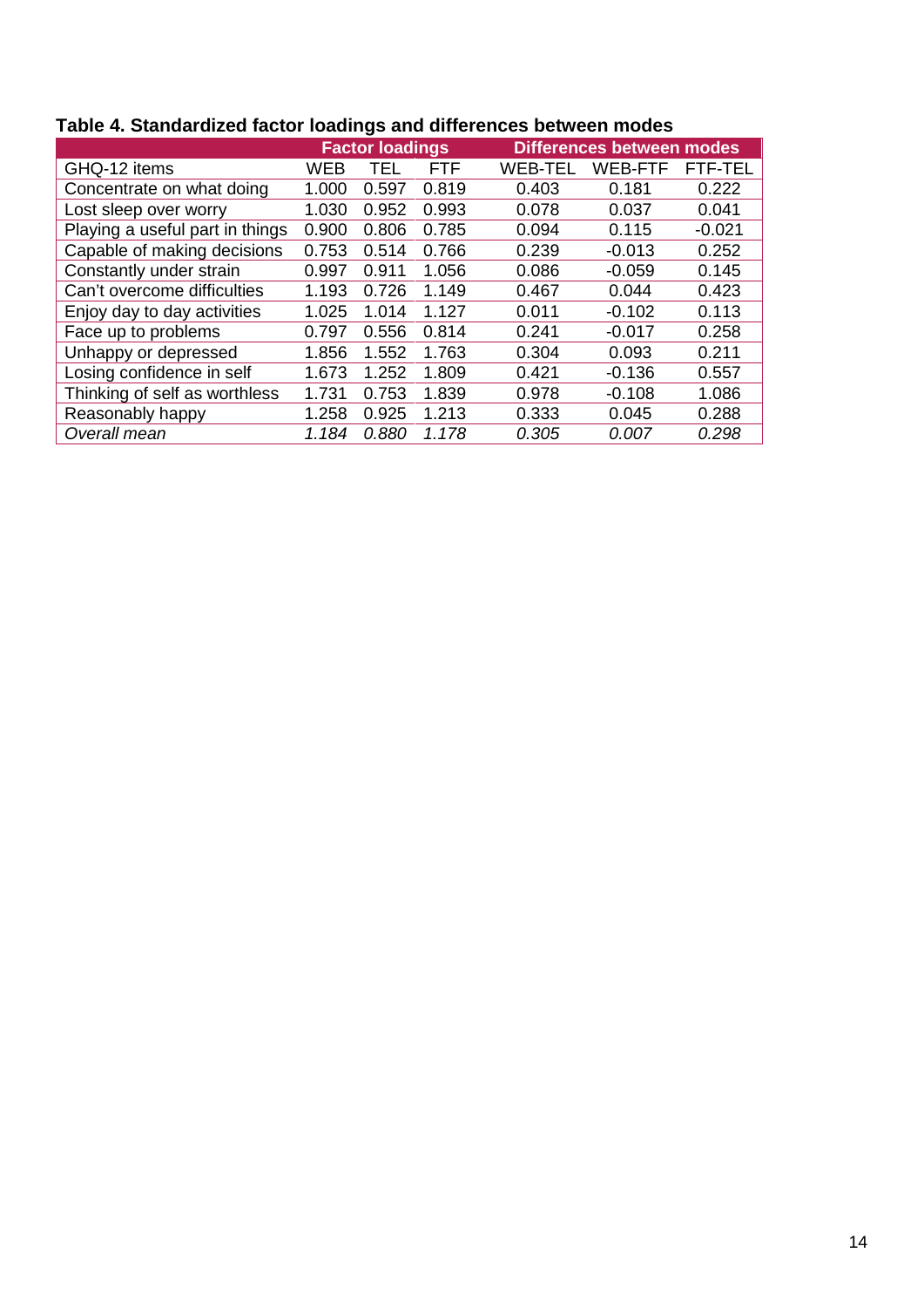**Table 4. Standardized factor loadings and differences between modes**

| | Factor loadings | | | Differences between modes | | |
|---|---|---|---|---|---|---|
| GHQ-12 items | WEB | TEL | FTF | WEB-TEL | WEB-FTF | FTF-TEL |
| Concentrate on what doing | 1.000 | 0.597 | 0.819 | 0.403 | 0.181 | 0.222 |
| Lost sleep over worry | 1.030 | 0.952 | 0.993 | 0.078 | 0.037 | 0.041 |
| Playing a useful part in things | 0.900 | 0.806 | 0.785 | 0.094 | 0.115 | -0.021 |
| Capable of making decisions | 0.753 | 0.514 | 0.766 | 0.239 | -0.013 | 0.252 |
| Constantly under strain | 0.997 | 0.911 | 1.056 | 0.086 | -0.059 | 0.145 |
| Can't overcome difficulties | 1.193 | 0.726 | 1.149 | 0.467 | 0.044 | 0.423 |
| Enjoy day to day activities | 1.025 | 1.014 | 1.127 | 0.011 | -0.102 | 0.113 |
| Face up to problems | 0.797 | 0.556 | 0.814 | 0.241 | -0.017 | 0.258 |
| Unhappy or depressed | 1.856 | 1.552 | 1.763 | 0.304 | 0.093 | 0.211 |
| Losing confidence in self | 1.673 | 1.252 | 1.809 | 0.421 | -0.136 | 0.557 |
| Thinking of self as worthless | 1.731 | 0.753 | 1.839 | 0.978 | -0.108 | 1.086 |
| Reasonably happy | 1.258 | 0.925 | 1.213 | 0.333 | 0.045 | 0.288 |
| *Overall mean* | *1.184* | *0.880* | *1.178* | *0.305* | *0.007* | *0.298* |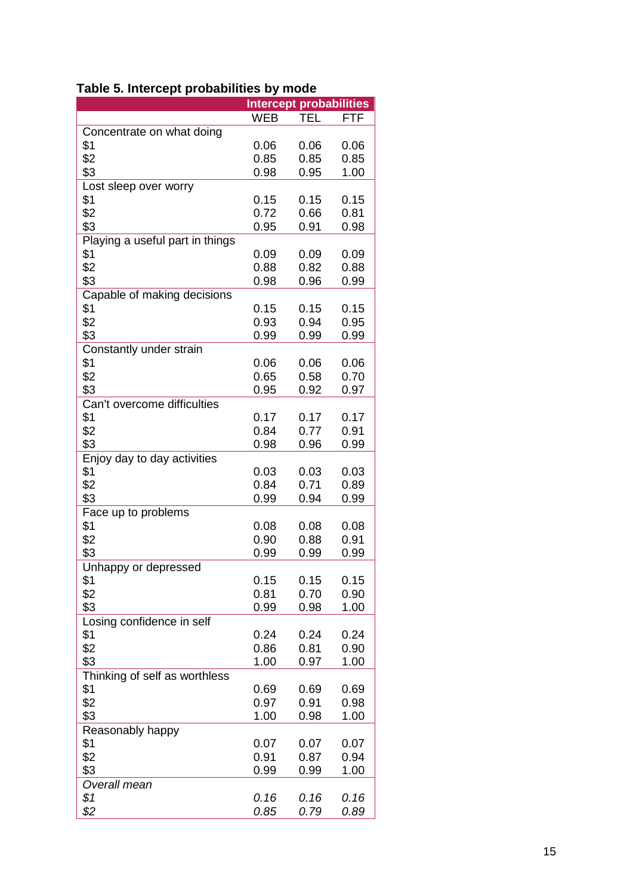**Table 5. Intercept probabilities by mode**

| | Intercept probabilities | | |
|---|---|---|---|
| | WEB | TEL | FTF |
| Concentrate on what doing | | | |
| $1 | 0.06 | 0.06 | 0.06 |
| $2 | 0.85 | 0.85 | 0.85 |
| $3 | 0.98 | 0.95 | 1.00 |
| Lost sleep over worry | | | |
| $1 | 0.15 | 0.15 | 0.15 |
| $2 | 0.72 | 0.66 | 0.81 |
| $3 | 0.95 | 0.91 | 0.98 |
| Playing a useful part in things | | | |
| $1 | 0.09 | 0.09 | 0.09 |
| $2 | 0.88 | 0.82 | 0.88 |
| $3 | 0.98 | 0.96 | 0.99 |
| Capable of making decisions | | | |
| $1 | 0.15 | 0.15 | 0.15 |
| $2 | 0.93 | 0.94 | 0.95 |
| $3 | 0.99 | 0.99 | 0.99 |
| Constantly under strain | | | |
| $1 | 0.06 | 0.06 | 0.06 |
| $2 | 0.65 | 0.58 | 0.70 |
| $3 | 0.95 | 0.92 | 0.97 |
| Can't overcome difficulties | | | |
| $1 | 0.17 | 0.17 | 0.17 |
| $2 | 0.84 | 0.77 | 0.91 |
| $3 | 0.98 | 0.96 | 0.99 |
| Enjoy day to day activities | | | |
| $1 | 0.03 | 0.03 | 0.03 |
| $2 | 0.84 | 0.71 | 0.89 |
| $3 | 0.99 | 0.94 | 0.99 |
| Face up to problems | | | |
| $1 | 0.08 | 0.08 | 0.08 |
| $2 | 0.90 | 0.88 | 0.91 |
| $3 | 0.99 | 0.99 | 0.99 |
| Unhappy or depressed | | | |
| $1 | 0.15 | 0.15 | 0.15 |
| $2 | 0.81 | 0.70 | 0.90 |
| $3 | 0.99 | 0.98 | 1.00 |
| Losing confidence in self | | | |
| $1 | 0.24 | 0.24 | 0.24 |
| $2 | 0.86 | 0.81 | 0.90 |
| $3 | 1.00 | 0.97 | 1.00 |
| Thinking of self as worthless | | | |
| $1 | 0.69 | 0.69 | 0.69 |
| $2 | 0.97 | 0.91 | 0.98 |
| $3 | 1.00 | 0.98 | 1.00 |
| Reasonably happy | | | |
| $1 | 0.07 | 0.07 | 0.07 |
| $2 | 0.91 | 0.87 | 0.94 |
| $3 | 0.99 | 0.99 | 1.00 |
| *Overall mean* | | | |
| *$1* | *0.16* | *0.16* | *0.16* |
| *$2* | *0.85* | *0.79* | *0.89* |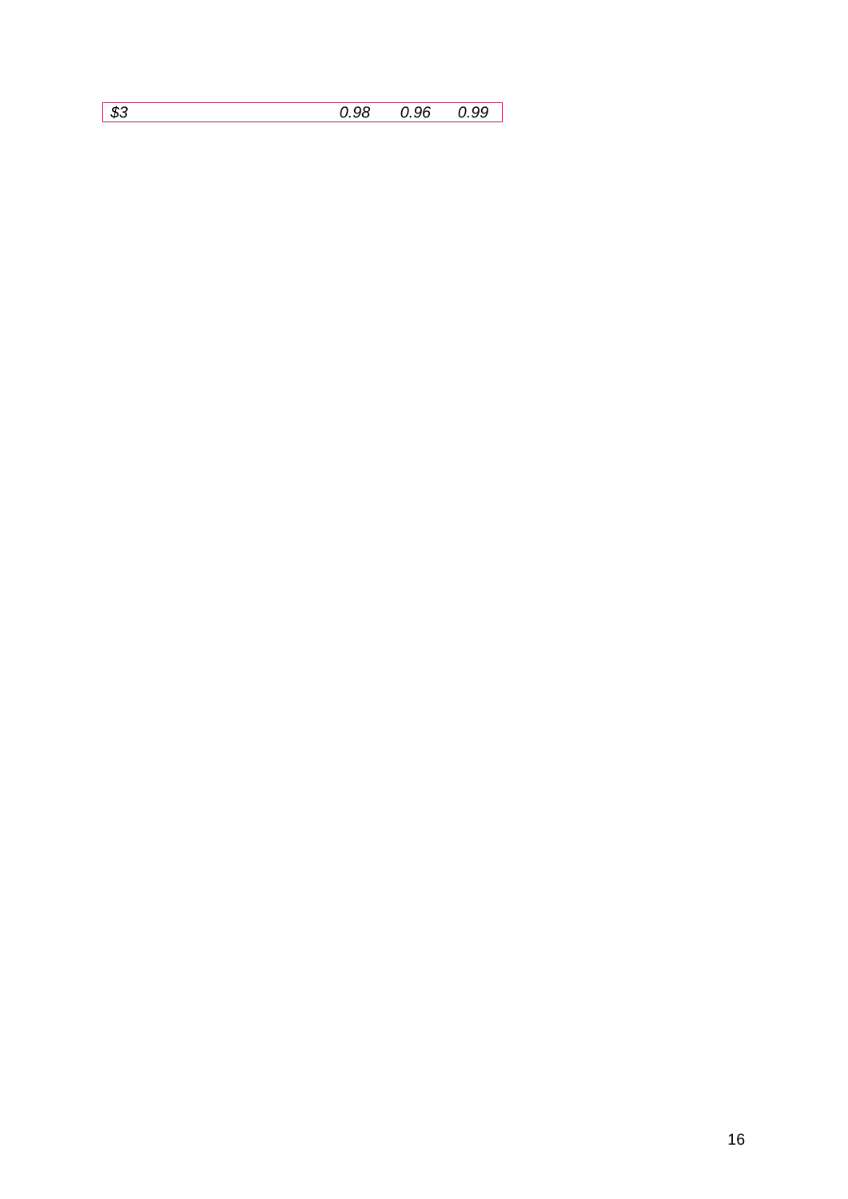| | | | |
|---|---|---|---|
| *$3* | *0.98* | *0.96* | *0.99* |